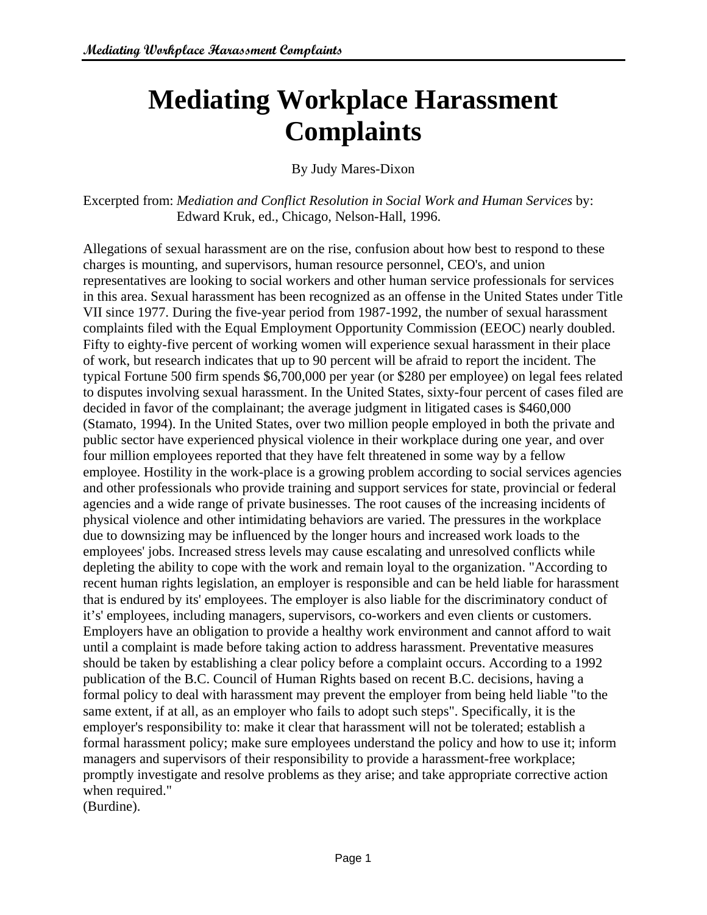# Mediating Workplace Harassment Complaints

By Judy Mares-Dixon

Excerpted from: *Mediation and Conflict Resolution in Social Work and Human Services* by: Edward Kruk, ed., Chicago, Nelson-Hall, 1996.

Allegations of sexual harassment are on the rise, confusion about how best to respond to these charges is mounting, and supervisors, human resource personnel, CEO's, and union representatives are looking to social workers and other human service professionals for services in this area. Sexual harassment has been recognized as an offense in the United States under Title VII since 1977. During the five-year period from 1987-1992, the number of sexual harassment complaints filed with the Equal Employment Opportunity Commission (EEOC) nearly doubled. Fifty to eighty-five percent of working women will experience sexual harassment in their place of work, but research indicates that up to 90 percent will be afraid to report the incident. The typical Fortune 500 firm spends $6,700,000 per year (or $280 per employee) on legal fees related to disputes involving sexual harassment. In the United States, sixty-four percent of cases filed are decided in favor of the complainant; the average judgment in litigated cases is $460,000 (Stamato, 1994). In the United States, over two million people employed in both the private and public sector have experienced physical violence in their workplace during one year, and over four million employees reported that they have felt threatened in some way by a fellow employee. Hostility in the work-place is a growing problem according to social services agencies and other professionals who provide training and support services for state, provincial or federal agencies and a wide range of private businesses. The root causes of the increasing incidents of physical violence and other intimidating behaviors are varied. The pressures in the workplace due to downsizing may be influenced by the longer hours and increased work loads to the employees' jobs. Increased stress levels may cause escalating and unresolved conflicts while depleting the ability to cope with the work and remain loyal to the organization. "According to recent human rights legislation, an employer is responsible and can be held liable for harassment that is endured by its' employees. The employer is also liable for the discriminatory conduct of it's' employees, including managers, supervisors, co-workers and even clients or customers. Employers have an obligation to provide a healthy work environment and cannot afford to wait until a complaint is made before taking action to address harassment. Preventative measures should be taken by establishing a clear policy before a complaint occurs. According to a 1992 publication of the B.C. Council of Human Rights based on recent B.C. decisions, having a formal policy to deal with harassment may prevent the employer from being held liable "to the same extent, if at all, as an employer who fails to adopt such steps". Specifically, it is the employer's responsibility to: make it clear that harassment will not be tolerated; establish a formal harassment policy; make sure employees understand the policy and how to use it; inform managers and supervisors of their responsibility to provide a harassment-free workplace; promptly investigate and resolve problems as they arise; and take appropriate corrective action when required."
(Burdine).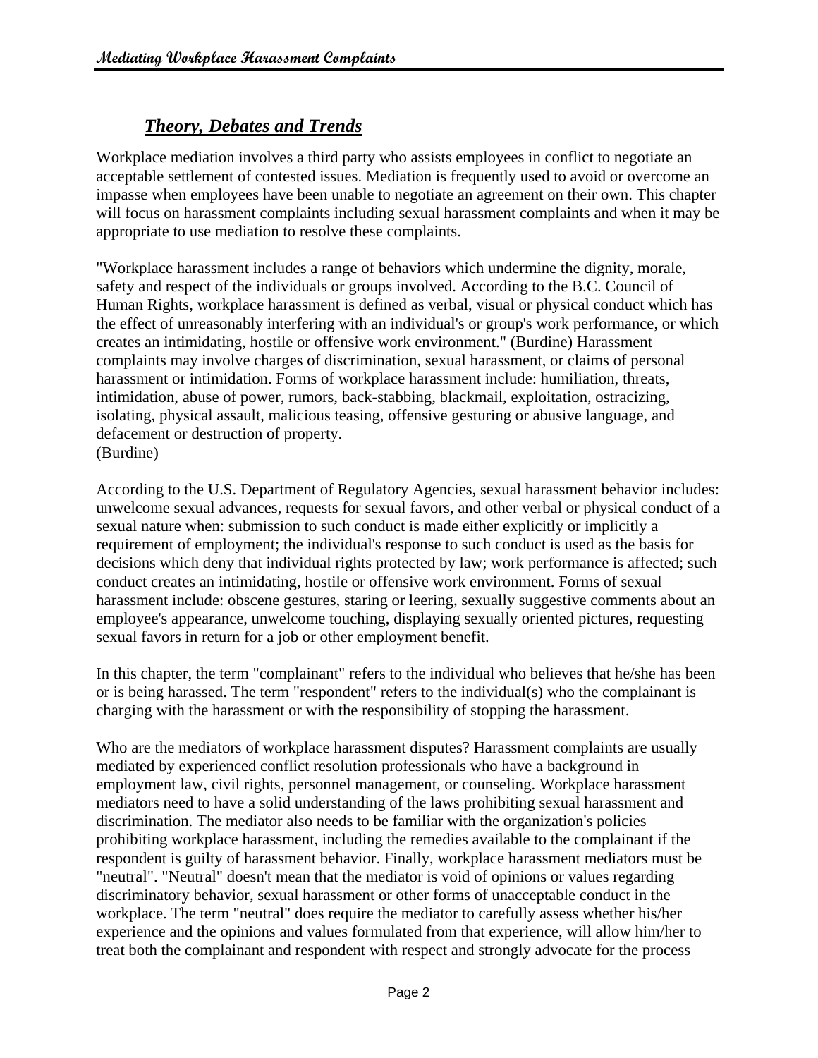## ***Theory, Debates and Trends***

Workplace mediation involves a third party who assists employees in conflict to negotiate an acceptable settlement of contested issues. Mediation is frequently used to avoid or overcome an impasse when employees have been unable to negotiate an agreement on their own. This chapter will focus on harassment complaints including sexual harassment complaints and when it may be appropriate to use mediation to resolve these complaints.

"Workplace harassment includes a range of behaviors which undermine the dignity, morale, safety and respect of the individuals or groups involved. According to the B.C. Council of Human Rights, workplace harassment is defined as verbal, visual or physical conduct which has the effect of unreasonably interfering with an individual's or group's work performance, or which creates an intimidating, hostile or offensive work environment." (Burdine) Harassment complaints may involve charges of discrimination, sexual harassment, or claims of personal harassment or intimidation. Forms of workplace harassment include: humiliation, threats, intimidation, abuse of power, rumors, back-stabbing, blackmail, exploitation, ostracizing, isolating, physical assault, malicious teasing, offensive gesturing or abusive language, and defacement or destruction of property.
(Burdine)

According to the U.S. Department of Regulatory Agencies, sexual harassment behavior includes: unwelcome sexual advances, requests for sexual favors, and other verbal or physical conduct of a sexual nature when: submission to such conduct is made either explicitly or implicitly a requirement of employment; the individual's response to such conduct is used as the basis for decisions which deny that individual rights protected by law; work performance is affected; such conduct creates an intimidating, hostile or offensive work environment. Forms of sexual harassment include: obscene gestures, staring or leering, sexually suggestive comments about an employee's appearance, unwelcome touching, displaying sexually oriented pictures, requesting sexual favors in return for a job or other employment benefit.

In this chapter, the term "complainant" refers to the individual who believes that he/she has been or is being harassed. The term "respondent" refers to the individual(s) who the complainant is charging with the harassment or with the responsibility of stopping the harassment.

Who are the mediators of workplace harassment disputes? Harassment complaints are usually mediated by experienced conflict resolution professionals who have a background in employment law, civil rights, personnel management, or counseling. Workplace harassment mediators need to have a solid understanding of the laws prohibiting sexual harassment and discrimination. The mediator also needs to be familiar with the organization's policies prohibiting workplace harassment, including the remedies available to the complainant if the respondent is guilty of harassment behavior. Finally, workplace harassment mediators must be "neutral". "Neutral" doesn't mean that the mediator is void of opinions or values regarding discriminatory behavior, sexual harassment or other forms of unacceptable conduct in the workplace. The term "neutral" does require the mediator to carefully assess whether his/her experience and the opinions and values formulated from that experience, will allow him/her to treat both the complainant and respondent with respect and strongly advocate for the process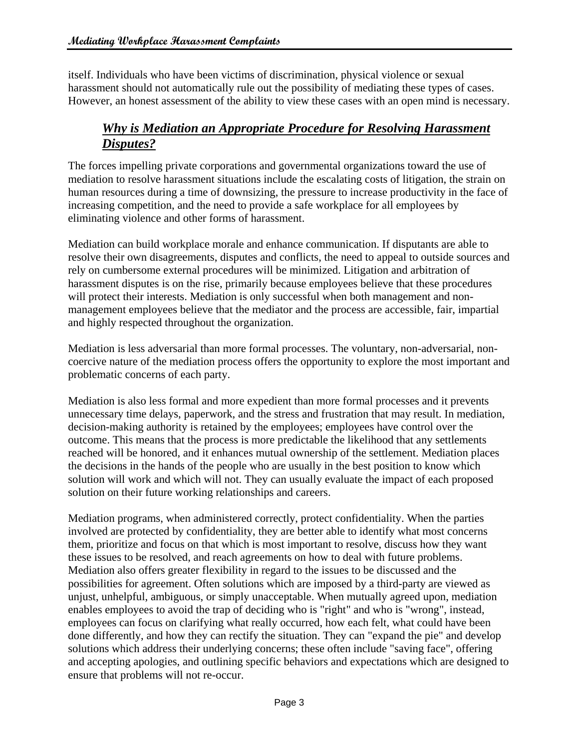itself. Individuals who have been victims of discrimination, physical violence or sexual harassment should not automatically rule out the possibility of mediating these types of cases. However, an honest assessment of the ability to view these cases with an open mind is necessary.

## ***Why is Mediation an Appropriate Procedure for Resolving Harassment Disputes?***

The forces impelling private corporations and governmental organizations toward the use of mediation to resolve harassment situations include the escalating costs of litigation, the strain on human resources during a time of downsizing, the pressure to increase productivity in the face of increasing competition, and the need to provide a safe workplace for all employees by eliminating violence and other forms of harassment.

Mediation can build workplace morale and enhance communication. If disputants are able to resolve their own disagreements, disputes and conflicts, the need to appeal to outside sources and rely on cumbersome external procedures will be minimized. Litigation and arbitration of harassment disputes is on the rise, primarily because employees believe that these procedures will protect their interests. Mediation is only successful when both management and non-management employees believe that the mediator and the process are accessible, fair, impartial and highly respected throughout the organization.

Mediation is less adversarial than more formal processes. The voluntary, non-adversarial, non-coercive nature of the mediation process offers the opportunity to explore the most important and problematic concerns of each party.

Mediation is also less formal and more expedient than more formal processes and it prevents unnecessary time delays, paperwork, and the stress and frustration that may result. In mediation, decision-making authority is retained by the employees; employees have control over the outcome. This means that the process is more predictable the likelihood that any settlements reached will be honored, and it enhances mutual ownership of the settlement. Mediation places the decisions in the hands of the people who are usually in the best position to know which solution will work and which will not. They can usually evaluate the impact of each proposed solution on their future working relationships and careers.

Mediation programs, when administered correctly, protect confidentiality. When the parties involved are protected by confidentiality, they are better able to identify what most concerns them, prioritize and focus on that which is most important to resolve, discuss how they want these issues to be resolved, and reach agreements on how to deal with future problems. Mediation also offers greater flexibility in regard to the issues to be discussed and the possibilities for agreement. Often solutions which are imposed by a third-party are viewed as unjust, unhelpful, ambiguous, or simply unacceptable. When mutually agreed upon, mediation enables employees to avoid the trap of deciding who is "right" and who is "wrong", instead, employees can focus on clarifying what really occurred, how each felt, what could have been done differently, and how they can rectify the situation. They can "expand the pie" and develop solutions which address their underlying concerns; these often include "saving face", offering and accepting apologies, and outlining specific behaviors and expectations which are designed to ensure that problems will not re-occur.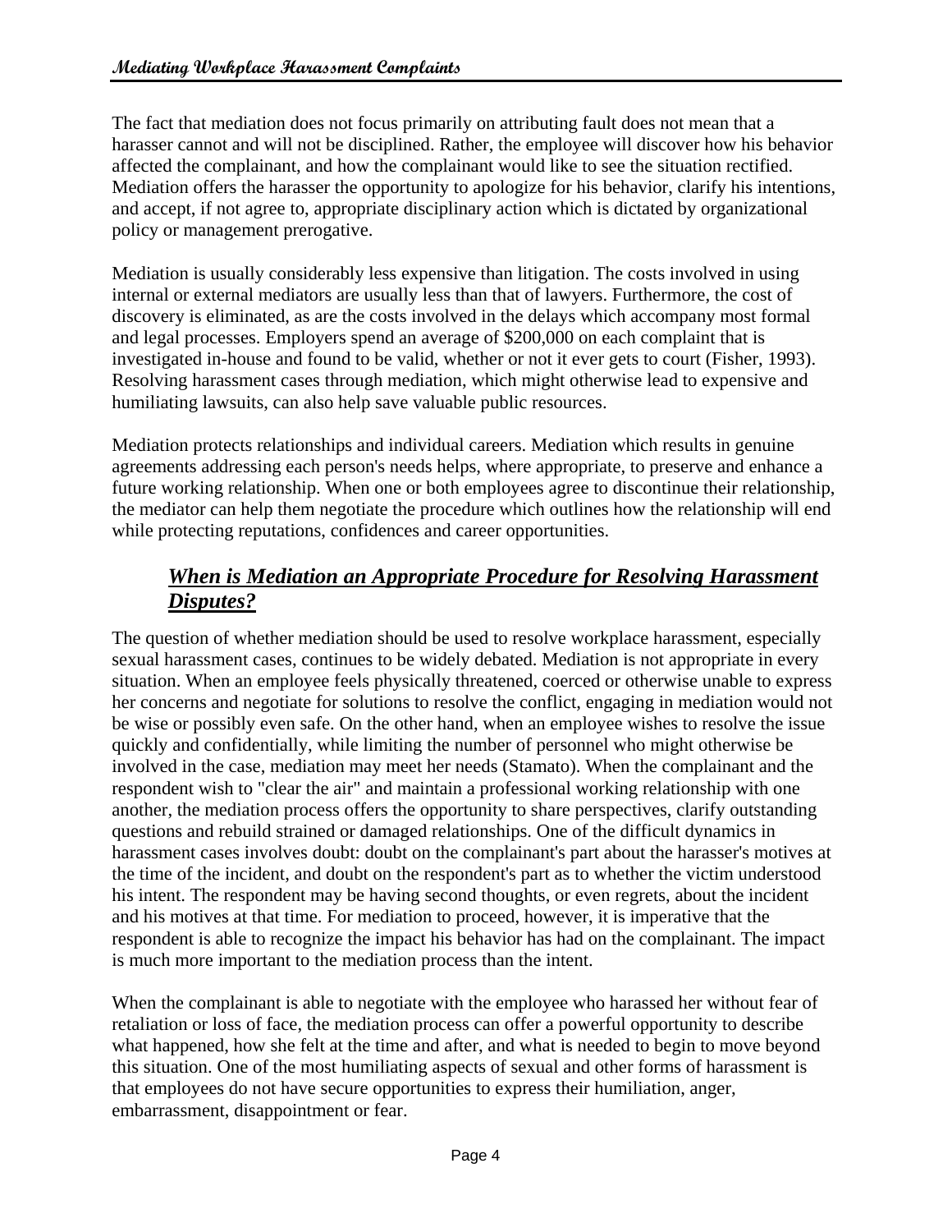The fact that mediation does not focus primarily on attributing fault does not mean that a harasser cannot and will not be disciplined. Rather, the employee will discover how his behavior affected the complainant, and how the complainant would like to see the situation rectified. Mediation offers the harasser the opportunity to apologize for his behavior, clarify his intentions, and accept, if not agree to, appropriate disciplinary action which is dictated by organizational policy or management prerogative.

Mediation is usually considerably less expensive than litigation. The costs involved in using internal or external mediators are usually less than that of lawyers. Furthermore, the cost of discovery is eliminated, as are the costs involved in the delays which accompany most formal and legal processes. Employers spend an average of $200,000 on each complaint that is investigated in-house and found to be valid, whether or not it ever gets to court (Fisher, 1993). Resolving harassment cases through mediation, which might otherwise lead to expensive and humiliating lawsuits, can also help save valuable public resources.

Mediation protects relationships and individual careers. Mediation which results in genuine agreements addressing each person's needs helps, where appropriate, to preserve and enhance a future working relationship. When one or both employees agree to discontinue their relationship, the mediator can help them negotiate the procedure which outlines how the relationship will end while protecting reputations, confidences and career opportunities.

## ***When is Mediation an Appropriate Procedure for Resolving Harassment Disputes?***

The question of whether mediation should be used to resolve workplace harassment, especially sexual harassment cases, continues to be widely debated. Mediation is not appropriate in every situation. When an employee feels physically threatened, coerced or otherwise unable to express her concerns and negotiate for solutions to resolve the conflict, engaging in mediation would not be wise or possibly even safe. On the other hand, when an employee wishes to resolve the issue quickly and confidentially, while limiting the number of personnel who might otherwise be involved in the case, mediation may meet her needs (Stamato). When the complainant and the respondent wish to "clear the air" and maintain a professional working relationship with one another, the mediation process offers the opportunity to share perspectives, clarify outstanding questions and rebuild strained or damaged relationships. One of the difficult dynamics in harassment cases involves doubt: doubt on the complainant's part about the harasser's motives at the time of the incident, and doubt on the respondent's part as to whether the victim understood his intent. The respondent may be having second thoughts, or even regrets, about the incident and his motives at that time. For mediation to proceed, however, it is imperative that the respondent is able to recognize the impact his behavior has had on the complainant. The impact is much more important to the mediation process than the intent.

When the complainant is able to negotiate with the employee who harassed her without fear of retaliation or loss of face, the mediation process can offer a powerful opportunity to describe what happened, how she felt at the time and after, and what is needed to begin to move beyond this situation. One of the most humiliating aspects of sexual and other forms of harassment is that employees do not have secure opportunities to express their humiliation, anger, embarrassment, disappointment or fear.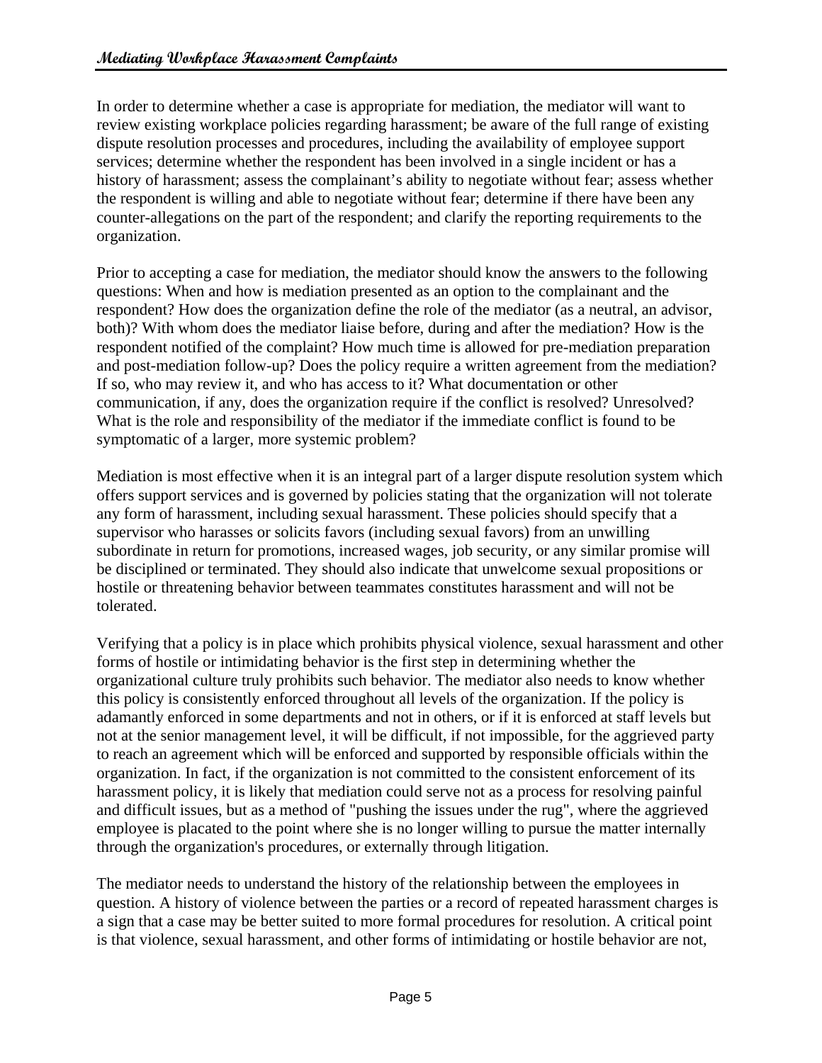In order to determine whether a case is appropriate for mediation, the mediator will want to review existing workplace policies regarding harassment; be aware of the full range of existing dispute resolution processes and procedures, including the availability of employee support services; determine whether the respondent has been involved in a single incident or has a history of harassment; assess the complainant's ability to negotiate without fear; assess whether the respondent is willing and able to negotiate without fear; determine if there have been any counter-allegations on the part of the respondent; and clarify the reporting requirements to the organization.

Prior to accepting a case for mediation, the mediator should know the answers to the following questions: When and how is mediation presented as an option to the complainant and the respondent? How does the organization define the role of the mediator (as a neutral, an advisor, both)? With whom does the mediator liaise before, during and after the mediation? How is the respondent notified of the complaint? How much time is allowed for pre-mediation preparation and post-mediation follow-up? Does the policy require a written agreement from the mediation? If so, who may review it, and who has access to it? What documentation or other communication, if any, does the organization require if the conflict is resolved? Unresolved? What is the role and responsibility of the mediator if the immediate conflict is found to be symptomatic of a larger, more systemic problem?

Mediation is most effective when it is an integral part of a larger dispute resolution system which offers support services and is governed by policies stating that the organization will not tolerate any form of harassment, including sexual harassment. These policies should specify that a supervisor who harasses or solicits favors (including sexual favors) from an unwilling subordinate in return for promotions, increased wages, job security, or any similar promise will be disciplined or terminated. They should also indicate that unwelcome sexual propositions or hostile or threatening behavior between teammates constitutes harassment and will not be tolerated.

Verifying that a policy is in place which prohibits physical violence, sexual harassment and other forms of hostile or intimidating behavior is the first step in determining whether the organizational culture truly prohibits such behavior. The mediator also needs to know whether this policy is consistently enforced throughout all levels of the organization. If the policy is adamantly enforced in some departments and not in others, or if it is enforced at staff levels but not at the senior management level, it will be difficult, if not impossible, for the aggrieved party to reach an agreement which will be enforced and supported by responsible officials within the organization. In fact, if the organization is not committed to the consistent enforcement of its harassment policy, it is likely that mediation could serve not as a process for resolving painful and difficult issues, but as a method of "pushing the issues under the rug", where the aggrieved employee is placated to the point where she is no longer willing to pursue the matter internally through the organization's procedures, or externally through litigation.

The mediator needs to understand the history of the relationship between the employees in question. A history of violence between the parties or a record of repeated harassment charges is a sign that a case may be better suited to more formal procedures for resolution. A critical point is that violence, sexual harassment, and other forms of intimidating or hostile behavior are not,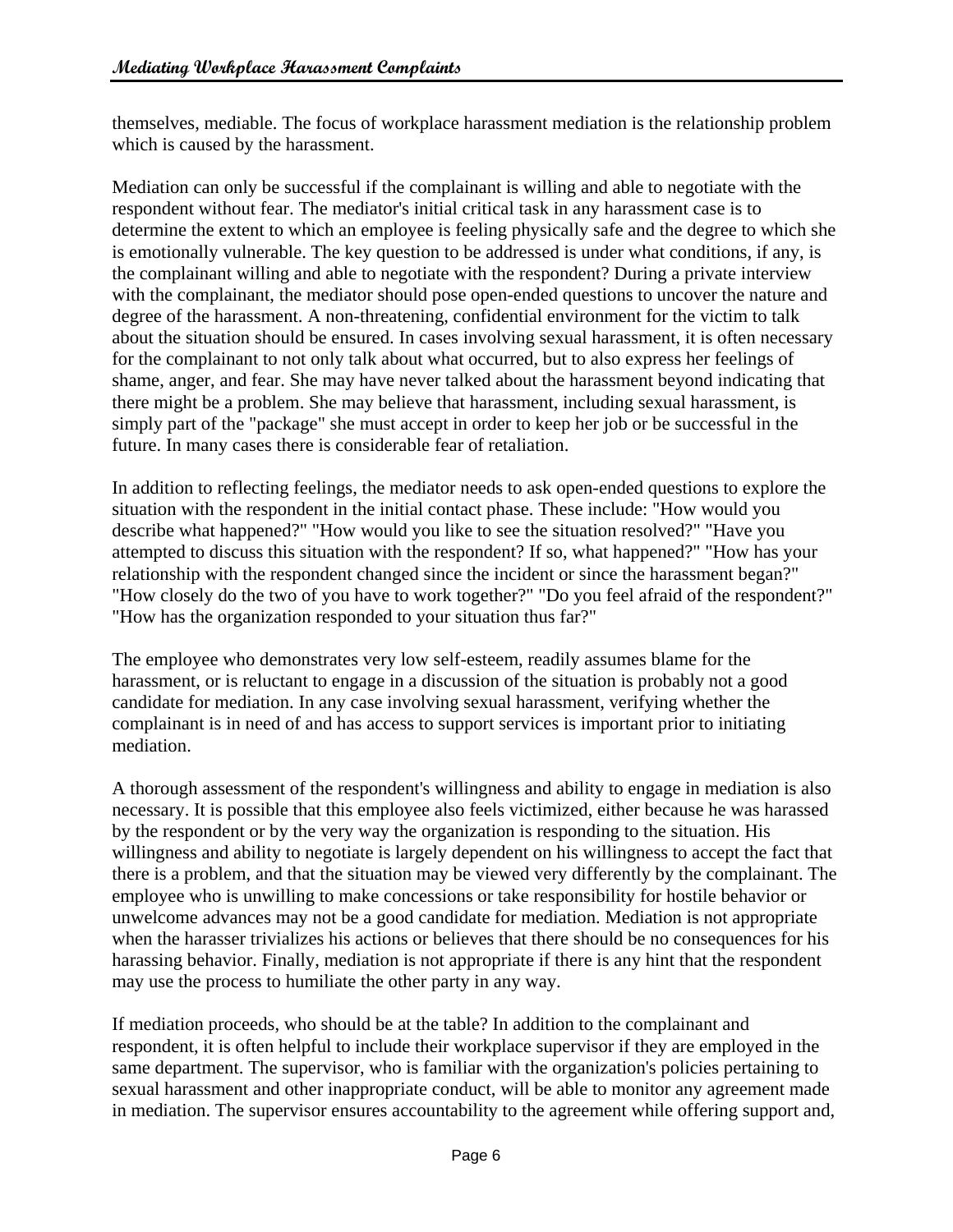themselves, mediable. The focus of workplace harassment mediation is the relationship problem which is caused by the harassment.

Mediation can only be successful if the complainant is willing and able to negotiate with the respondent without fear. The mediator's initial critical task in any harassment case is to determine the extent to which an employee is feeling physically safe and the degree to which she is emotionally vulnerable. The key question to be addressed is under what conditions, if any, is the complainant willing and able to negotiate with the respondent? During a private interview with the complainant, the mediator should pose open-ended questions to uncover the nature and degree of the harassment. A non-threatening, confidential environment for the victim to talk about the situation should be ensured. In cases involving sexual harassment, it is often necessary for the complainant to not only talk about what occurred, but to also express her feelings of shame, anger, and fear. She may have never talked about the harassment beyond indicating that there might be a problem. She may believe that harassment, including sexual harassment, is simply part of the "package" she must accept in order to keep her job or be successful in the future. In many cases there is considerable fear of retaliation.

In addition to reflecting feelings, the mediator needs to ask open-ended questions to explore the situation with the respondent in the initial contact phase. These include: "How would you describe what happened?" "How would you like to see the situation resolved?" "Have you attempted to discuss this situation with the respondent? If so, what happened?" "How has your relationship with the respondent changed since the incident or since the harassment began?" "How closely do the two of you have to work together?" "Do you feel afraid of the respondent?" "How has the organization responded to your situation thus far?"

The employee who demonstrates very low self-esteem, readily assumes blame for the harassment, or is reluctant to engage in a discussion of the situation is probably not a good candidate for mediation. In any case involving sexual harassment, verifying whether the complainant is in need of and has access to support services is important prior to initiating mediation.

A thorough assessment of the respondent's willingness and ability to engage in mediation is also necessary. It is possible that this employee also feels victimized, either because he was harassed by the respondent or by the very way the organization is responding to the situation. His willingness and ability to negotiate is largely dependent on his willingness to accept the fact that there is a problem, and that the situation may be viewed very differently by the complainant. The employee who is unwilling to make concessions or take responsibility for hostile behavior or unwelcome advances may not be a good candidate for mediation. Mediation is not appropriate when the harasser trivializes his actions or believes that there should be no consequences for his harassing behavior. Finally, mediation is not appropriate if there is any hint that the respondent may use the process to humiliate the other party in any way.

If mediation proceeds, who should be at the table? In addition to the complainant and respondent, it is often helpful to include their workplace supervisor if they are employed in the same department. The supervisor, who is familiar with the organization's policies pertaining to sexual harassment and other inappropriate conduct, will be able to monitor any agreement made in mediation. The supervisor ensures accountability to the agreement while offering support and,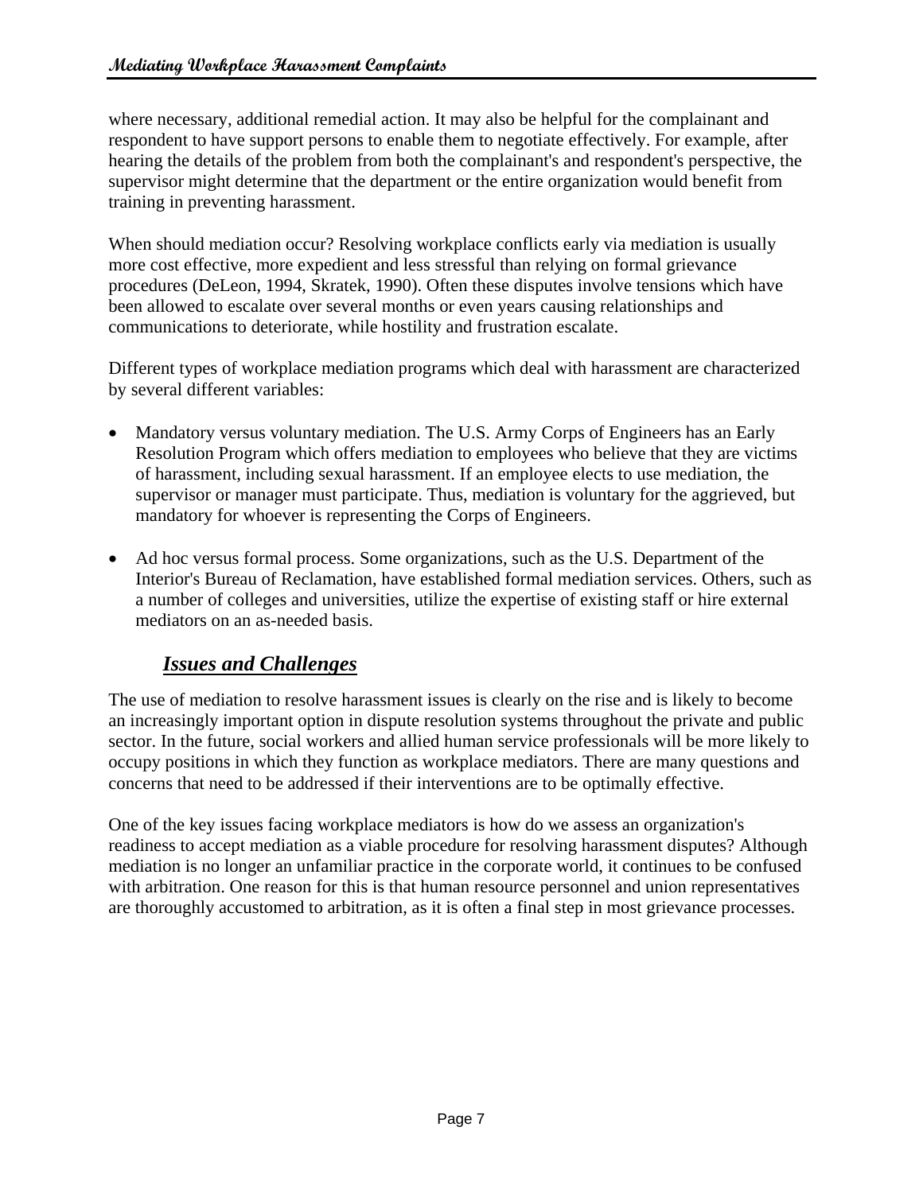where necessary, additional remedial action. It may also be helpful for the complainant and respondent to have support persons to enable them to negotiate effectively. For example, after hearing the details of the problem from both the complainant's and respondent's perspective, the supervisor might determine that the department or the entire organization would benefit from training in preventing harassment.

When should mediation occur? Resolving workplace conflicts early via mediation is usually more cost effective, more expedient and less stressful than relying on formal grievance procedures (DeLeon, 1994, Skratek, 1990). Often these disputes involve tensions which have been allowed to escalate over several months or even years causing relationships and communications to deteriorate, while hostility and frustration escalate.

Different types of workplace mediation programs which deal with harassment are characterized by several different variables:

- Mandatory versus voluntary mediation. The U.S. Army Corps of Engineers has an Early Resolution Program which offers mediation to employees who believe that they are victims of harassment, including sexual harassment. If an employee elects to use mediation, the supervisor or manager must participate. Thus, mediation is voluntary for the aggrieved, but mandatory for whoever is representing the Corps of Engineers.

- Ad hoc versus formal process. Some organizations, such as the U.S. Department of the Interior's Bureau of Reclamation, have established formal mediation services. Others, such as a number of colleges and universities, utilize the expertise of existing staff or hire external mediators on an as-needed basis.

## ***Issues and Challenges***

The use of mediation to resolve harassment issues is clearly on the rise and is likely to become an increasingly important option in dispute resolution systems throughout the private and public sector. In the future, social workers and allied human service professionals will be more likely to occupy positions in which they function as workplace mediators. There are many questions and concerns that need to be addressed if their interventions are to be optimally effective.

One of the key issues facing workplace mediators is how do we assess an organization's readiness to accept mediation as a viable procedure for resolving harassment disputes? Although mediation is no longer an unfamiliar practice in the corporate world, it continues to be confused with arbitration. One reason for this is that human resource personnel and union representatives are thoroughly accustomed to arbitration, as it is often a final step in most grievance processes.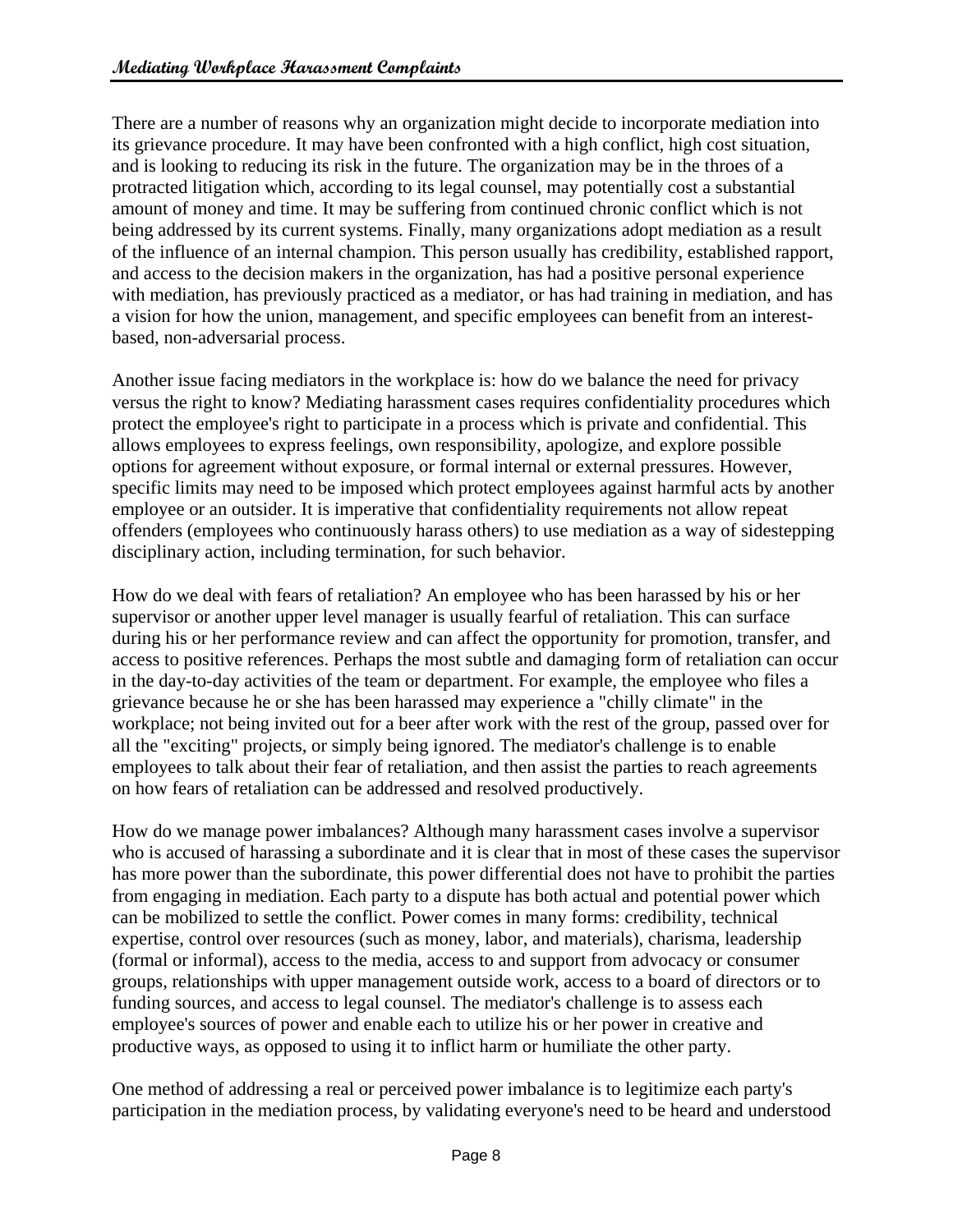There are a number of reasons why an organization might decide to incorporate mediation into its grievance procedure. It may have been confronted with a high conflict, high cost situation, and is looking to reducing its risk in the future. The organization may be in the throes of a protracted litigation which, according to its legal counsel, may potentially cost a substantial amount of money and time. It may be suffering from continued chronic conflict which is not being addressed by its current systems. Finally, many organizations adopt mediation as a result of the influence of an internal champion. This person usually has credibility, established rapport, and access to the decision makers in the organization, has had a positive personal experience with mediation, has previously practiced as a mediator, or has had training in mediation, and has a vision for how the union, management, and specific employees can benefit from an interest-based, non-adversarial process.

Another issue facing mediators in the workplace is: how do we balance the need for privacy versus the right to know? Mediating harassment cases requires confidentiality procedures which protect the employee's right to participate in a process which is private and confidential. This allows employees to express feelings, own responsibility, apologize, and explore possible options for agreement without exposure, or formal internal or external pressures. However, specific limits may need to be imposed which protect employees against harmful acts by another employee or an outsider. It is imperative that confidentiality requirements not allow repeat offenders (employees who continuously harass others) to use mediation as a way of sidestepping disciplinary action, including termination, for such behavior.

How do we deal with fears of retaliation? An employee who has been harassed by his or her supervisor or another upper level manager is usually fearful of retaliation. This can surface during his or her performance review and can affect the opportunity for promotion, transfer, and access to positive references. Perhaps the most subtle and damaging form of retaliation can occur in the day-to-day activities of the team or department. For example, the employee who files a grievance because he or she has been harassed may experience a "chilly climate" in the workplace; not being invited out for a beer after work with the rest of the group, passed over for all the "exciting" projects, or simply being ignored. The mediator's challenge is to enable employees to talk about their fear of retaliation, and then assist the parties to reach agreements on how fears of retaliation can be addressed and resolved productively.

How do we manage power imbalances? Although many harassment cases involve a supervisor who is accused of harassing a subordinate and it is clear that in most of these cases the supervisor has more power than the subordinate, this power differential does not have to prohibit the parties from engaging in mediation. Each party to a dispute has both actual and potential power which can be mobilized to settle the conflict. Power comes in many forms: credibility, technical expertise, control over resources (such as money, labor, and materials), charisma, leadership (formal or informal), access to the media, access to and support from advocacy or consumer groups, relationships with upper management outside work, access to a board of directors or to funding sources, and access to legal counsel. The mediator's challenge is to assess each employee's sources of power and enable each to utilize his or her power in creative and productive ways, as opposed to using it to inflict harm or humiliate the other party.

One method of addressing a real or perceived power imbalance is to legitimize each party's participation in the mediation process, by validating everyone's need to be heard and understood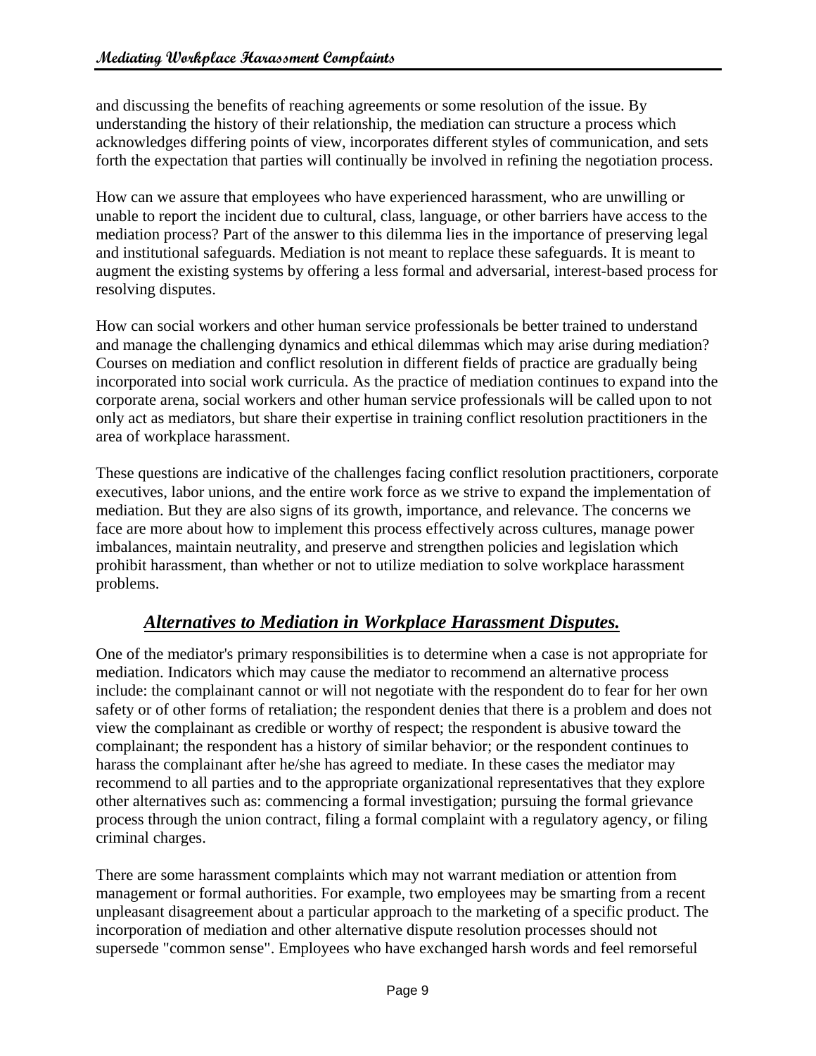and discussing the benefits of reaching agreements or some resolution of the issue. By understanding the history of their relationship, the mediation can structure a process which acknowledges differing points of view, incorporates different styles of communication, and sets forth the expectation that parties will continually be involved in refining the negotiation process.

How can we assure that employees who have experienced harassment, who are unwilling or unable to report the incident due to cultural, class, language, or other barriers have access to the mediation process? Part of the answer to this dilemma lies in the importance of preserving legal and institutional safeguards. Mediation is not meant to replace these safeguards. It is meant to augment the existing systems by offering a less formal and adversarial, interest-based process for resolving disputes.

How can social workers and other human service professionals be better trained to understand and manage the challenging dynamics and ethical dilemmas which may arise during mediation? Courses on mediation and conflict resolution in different fields of practice are gradually being incorporated into social work curricula. As the practice of mediation continues to expand into the corporate arena, social workers and other human service professionals will be called upon to not only act as mediators, but share their expertise in training conflict resolution practitioners in the area of workplace harassment.

These questions are indicative of the challenges facing conflict resolution practitioners, corporate executives, labor unions, and the entire work force as we strive to expand the implementation of mediation. But they are also signs of its growth, importance, and relevance. The concerns we face are more about how to implement this process effectively across cultures, manage power imbalances, maintain neutrality, and preserve and strengthen policies and legislation which prohibit harassment, than whether or not to utilize mediation to solve workplace harassment problems.

## ***Alternatives to Mediation in Workplace Harassment Disputes.***

One of the mediator's primary responsibilities is to determine when a case is not appropriate for mediation. Indicators which may cause the mediator to recommend an alternative process include: the complainant cannot or will not negotiate with the respondent do to fear for her own safety or of other forms of retaliation; the respondent denies that there is a problem and does not view the complainant as credible or worthy of respect; the respondent is abusive toward the complainant; the respondent has a history of similar behavior; or the respondent continues to harass the complainant after he/she has agreed to mediate. In these cases the mediator may recommend to all parties and to the appropriate organizational representatives that they explore other alternatives such as: commencing a formal investigation; pursuing the formal grievance process through the union contract, filing a formal complaint with a regulatory agency, or filing criminal charges.

There are some harassment complaints which may not warrant mediation or attention from management or formal authorities. For example, two employees may be smarting from a recent unpleasant disagreement about a particular approach to the marketing of a specific product. The incorporation of mediation and other alternative dispute resolution processes should not supersede "common sense". Employees who have exchanged harsh words and feel remorseful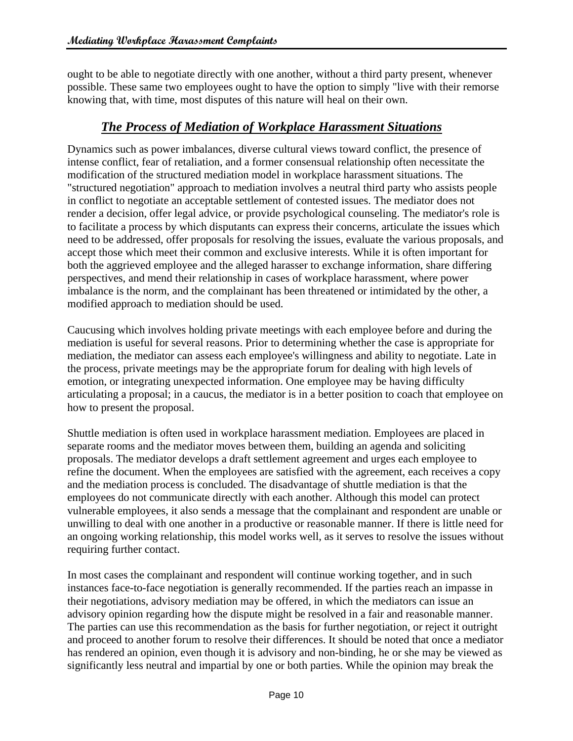ought to be able to negotiate directly with one another, without a third party present, whenever possible. These same two employees ought to have the option to simply "live with their remorse knowing that, with time, most disputes of this nature will heal on their own.

## ***The Process of Mediation of Workplace Harassment Situations***

Dynamics such as power imbalances, diverse cultural views toward conflict, the presence of intense conflict, fear of retaliation, and a former consensual relationship often necessitate the modification of the structured mediation model in workplace harassment situations. The "structured negotiation" approach to mediation involves a neutral third party who assists people in conflict to negotiate an acceptable settlement of contested issues. The mediator does not render a decision, offer legal advice, or provide psychological counseling. The mediator's role is to facilitate a process by which disputants can express their concerns, articulate the issues which need to be addressed, offer proposals for resolving the issues, evaluate the various proposals, and accept those which meet their common and exclusive interests. While it is often important for both the aggrieved employee and the alleged harasser to exchange information, share differing perspectives, and mend their relationship in cases of workplace harassment, where power imbalance is the norm, and the complainant has been threatened or intimidated by the other, a modified approach to mediation should be used.

Caucusing which involves holding private meetings with each employee before and during the mediation is useful for several reasons. Prior to determining whether the case is appropriate for mediation, the mediator can assess each employee's willingness and ability to negotiate. Late in the process, private meetings may be the appropriate forum for dealing with high levels of emotion, or integrating unexpected information. One employee may be having difficulty articulating a proposal; in a caucus, the mediator is in a better position to coach that employee on how to present the proposal.

Shuttle mediation is often used in workplace harassment mediation. Employees are placed in separate rooms and the mediator moves between them, building an agenda and soliciting proposals. The mediator develops a draft settlement agreement and urges each employee to refine the document. When the employees are satisfied with the agreement, each receives a copy and the mediation process is concluded. The disadvantage of shuttle mediation is that the employees do not communicate directly with each another. Although this model can protect vulnerable employees, it also sends a message that the complainant and respondent are unable or unwilling to deal with one another in a productive or reasonable manner. If there is little need for an ongoing working relationship, this model works well, as it serves to resolve the issues without requiring further contact.

In most cases the complainant and respondent will continue working together, and in such instances face-to-face negotiation is generally recommended. If the parties reach an impasse in their negotiations, advisory mediation may be offered, in which the mediators can issue an advisory opinion regarding how the dispute might be resolved in a fair and reasonable manner. The parties can use this recommendation as the basis for further negotiation, or reject it outright and proceed to another forum to resolve their differences. It should be noted that once a mediator has rendered an opinion, even though it is advisory and non-binding, he or she may be viewed as significantly less neutral and impartial by one or both parties. While the opinion may break the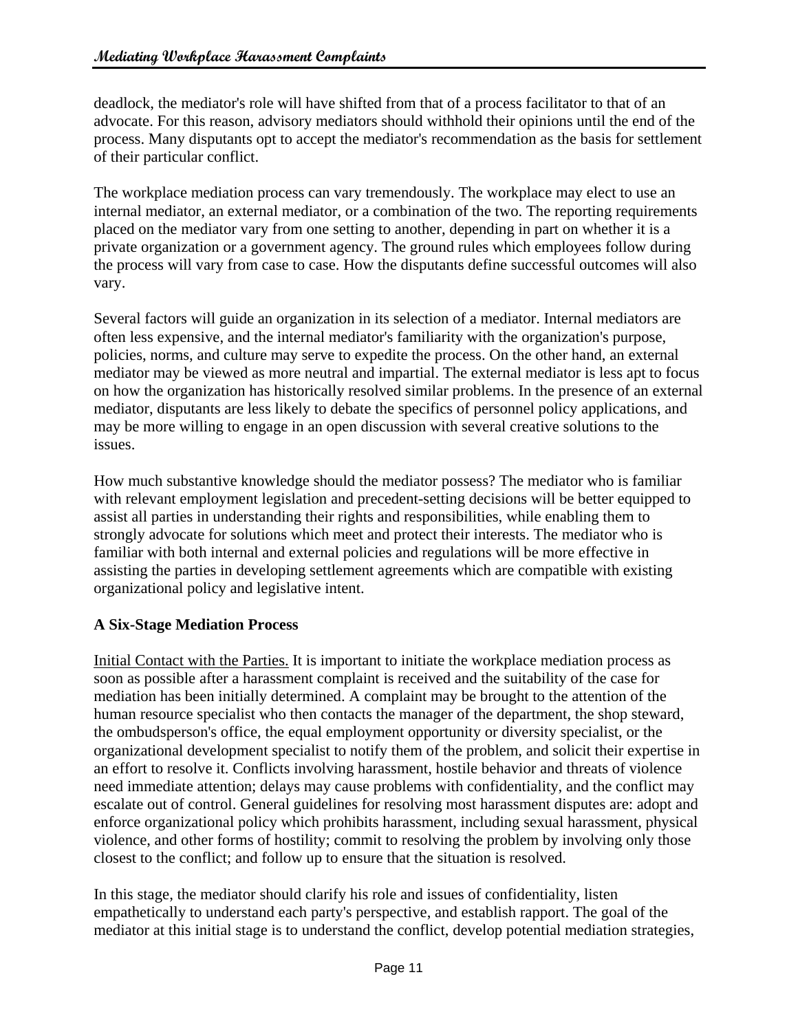deadlock, the mediator's role will have shifted from that of a process facilitator to that of an advocate. For this reason, advisory mediators should withhold their opinions until the end of the process. Many disputants opt to accept the mediator's recommendation as the basis for settlement of their particular conflict.

The workplace mediation process can vary tremendously. The workplace may elect to use an internal mediator, an external mediator, or a combination of the two. The reporting requirements placed on the mediator vary from one setting to another, depending in part on whether it is a private organization or a government agency. The ground rules which employees follow during the process will vary from case to case. How the disputants define successful outcomes will also vary.

Several factors will guide an organization in its selection of a mediator. Internal mediators are often less expensive, and the internal mediator's familiarity with the organization's purpose, policies, norms, and culture may serve to expedite the process. On the other hand, an external mediator may be viewed as more neutral and impartial. The external mediator is less apt to focus on how the organization has historically resolved similar problems. In the presence of an external mediator, disputants are less likely to debate the specifics of personnel policy applications, and may be more willing to engage in an open discussion with several creative solutions to the issues.

How much substantive knowledge should the mediator possess? The mediator who is familiar with relevant employment legislation and precedent-setting decisions will be better equipped to assist all parties in understanding their rights and responsibilities, while enabling them to strongly advocate for solutions which meet and protect their interests. The mediator who is familiar with both internal and external policies and regulations will be more effective in assisting the parties in developing settlement agreements which are compatible with existing organizational policy and legislative intent.

## A Six-Stage Mediation Process

Initial Contact with the Parties. It is important to initiate the workplace mediation process as soon as possible after a harassment complaint is received and the suitability of the case for mediation has been initially determined. A complaint may be brought to the attention of the human resource specialist who then contacts the manager of the department, the shop steward, the ombudsperson's office, the equal employment opportunity or diversity specialist, or the organizational development specialist to notify them of the problem, and solicit their expertise in an effort to resolve it. Conflicts involving harassment, hostile behavior and threats of violence need immediate attention; delays may cause problems with confidentiality, and the conflict may escalate out of control. General guidelines for resolving most harassment disputes are: adopt and enforce organizational policy which prohibits harassment, including sexual harassment, physical violence, and other forms of hostility; commit to resolving the problem by involving only those closest to the conflict; and follow up to ensure that the situation is resolved.

In this stage, the mediator should clarify his role and issues of confidentiality, listen empathetically to understand each party's perspective, and establish rapport. The goal of the mediator at this initial stage is to understand the conflict, develop potential mediation strategies,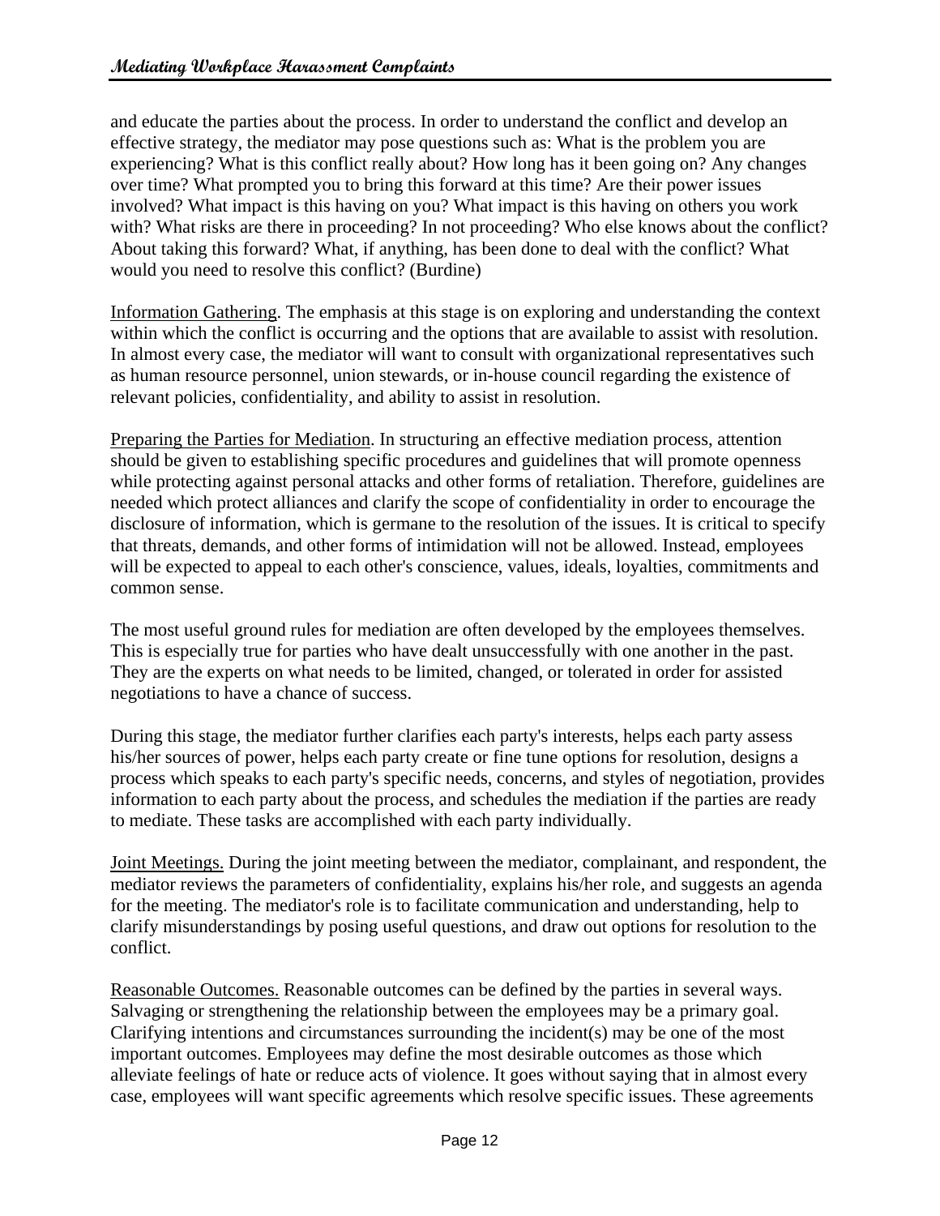and educate the parties about the process. In order to understand the conflict and develop an effective strategy, the mediator may pose questions such as: What is the problem you are experiencing? What is this conflict really about? How long has it been going on? Any changes over time? What prompted you to bring this forward at this time? Are their power issues involved? What impact is this having on you? What impact is this having on others you work with? What risks are there in proceeding? In not proceeding? Who else knows about the conflict? About taking this forward? What, if anything, has been done to deal with the conflict? What would you need to resolve this conflict? (Burdine)

Information Gathering. The emphasis at this stage is on exploring and understanding the context within which the conflict is occurring and the options that are available to assist with resolution. In almost every case, the mediator will want to consult with organizational representatives such as human resource personnel, union stewards, or in-house council regarding the existence of relevant policies, confidentiality, and ability to assist in resolution.

Preparing the Parties for Mediation. In structuring an effective mediation process, attention should be given to establishing specific procedures and guidelines that will promote openness while protecting against personal attacks and other forms of retaliation. Therefore, guidelines are needed which protect alliances and clarify the scope of confidentiality in order to encourage the disclosure of information, which is germane to the resolution of the issues. It is critical to specify that threats, demands, and other forms of intimidation will not be allowed. Instead, employees will be expected to appeal to each other's conscience, values, ideals, loyalties, commitments and common sense.

The most useful ground rules for mediation are often developed by the employees themselves. This is especially true for parties who have dealt unsuccessfully with one another in the past. They are the experts on what needs to be limited, changed, or tolerated in order for assisted negotiations to have a chance of success.

During this stage, the mediator further clarifies each party's interests, helps each party assess his/her sources of power, helps each party create or fine tune options for resolution, designs a process which speaks to each party's specific needs, concerns, and styles of negotiation, provides information to each party about the process, and schedules the mediation if the parties are ready to mediate. These tasks are accomplished with each party individually.

Joint Meetings. During the joint meeting between the mediator, complainant, and respondent, the mediator reviews the parameters of confidentiality, explains his/her role, and suggests an agenda for the meeting. The mediator's role is to facilitate communication and understanding, help to clarify misunderstandings by posing useful questions, and draw out options for resolution to the conflict.

Reasonable Outcomes. Reasonable outcomes can be defined by the parties in several ways. Salvaging or strengthening the relationship between the employees may be a primary goal. Clarifying intentions and circumstances surrounding the incident(s) may be one of the most important outcomes. Employees may define the most desirable outcomes as those which alleviate feelings of hate or reduce acts of violence. It goes without saying that in almost every case, employees will want specific agreements which resolve specific issues. These agreements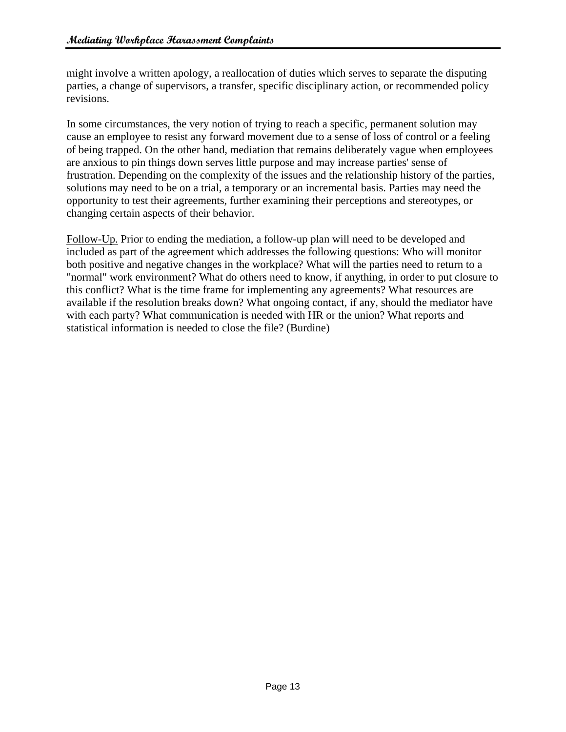might involve a written apology, a reallocation of duties which serves to separate the disputing parties, a change of supervisors, a transfer, specific disciplinary action, or recommended policy revisions.

In some circumstances, the very notion of trying to reach a specific, permanent solution may cause an employee to resist any forward movement due to a sense of loss of control or a feeling of being trapped. On the other hand, mediation that remains deliberately vague when employees are anxious to pin things down serves little purpose and may increase parties' sense of frustration. Depending on the complexity of the issues and the relationship history of the parties, solutions may need to be on a trial, a temporary or an incremental basis. Parties may need the opportunity to test their agreements, further examining their perceptions and stereotypes, or changing certain aspects of their behavior.

<u>Follow-Up.</u> Prior to ending the mediation, a follow-up plan will need to be developed and included as part of the agreement which addresses the following questions: Who will monitor both positive and negative changes in the workplace? What will the parties need to return to a "normal" work environment? What do others need to know, if anything, in order to put closure to this conflict? What is the time frame for implementing any agreements? What resources are available if the resolution breaks down? What ongoing contact, if any, should the mediator have with each party? What communication is needed with HR or the union? What reports and statistical information is needed to close the file? (Burdine)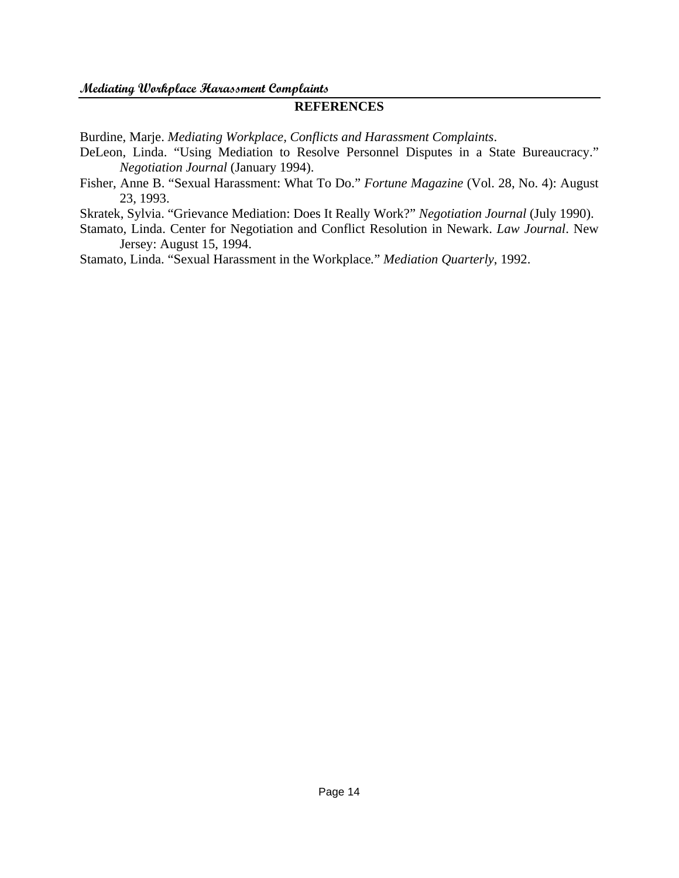## REFERENCES

Burdine, Marje. *Mediating Workplace, Conflicts and Harassment Complaints*.

DeLeon, Linda. "Using Mediation to Resolve Personnel Disputes in a State Bureaucracy." *Negotiation Journal* (January 1994).

Fisher, Anne B. "Sexual Harassment: What To Do." *Fortune Magazine* (Vol. 28, No. 4): August 23, 1993.

Skratek, Sylvia. "Grievance Mediation: Does It Really Work?" *Negotiation Journal* (July 1990).

Stamato, Linda. Center for Negotiation and Conflict Resolution in Newark. *Law Journal*. New Jersey: August 15, 1994.

Stamato, Linda. "Sexual Harassment in the Workplace." *Mediation Quarterly*, 1992.